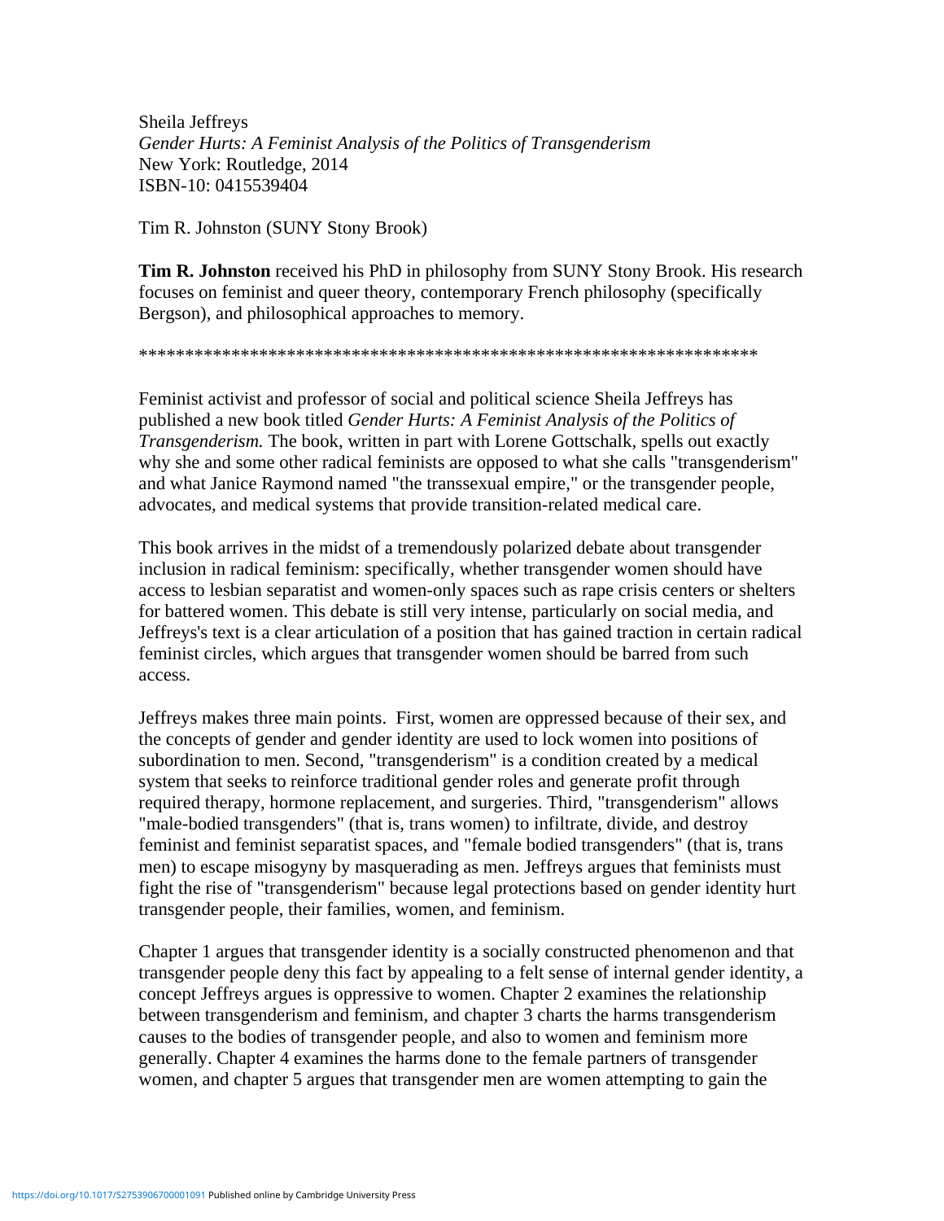Sheila Jeffreys
*Gender Hurts: A Feminist Analysis of the Politics of Transgenderism*
New York: Routledge, 2014
ISBN-10: 0415539404

Tim R. Johnston (SUNY Stony Brook)

**Tim R. Johnston** received his PhD in philosophy from SUNY Stony Brook. His research focuses on feminist and queer theory, contemporary French philosophy (specifically Bergson), and philosophical approaches to memory.

*******************************************************************

Feminist activist and professor of social and political science Sheila Jeffreys has published a new book titled *Gender Hurts: A Feminist Analysis of the Politics of Transgenderism.* The book, written in part with Lorene Gottschalk, spells out exactly why she and some other radical feminists are opposed to what she calls "transgenderism" and what Janice Raymond named "the transsexual empire," or the transgender people, advocates, and medical systems that provide transition-related medical care.

This book arrives in the midst of a tremendously polarized debate about transgender inclusion in radical feminism: specifically, whether transgender women should have access to lesbian separatist and women-only spaces such as rape crisis centers or shelters for battered women. This debate is still very intense, particularly on social media, and Jeffreys's text is a clear articulation of a position that has gained traction in certain radical feminist circles, which argues that transgender women should be barred from such access.

Jeffreys makes three main points. First, women are oppressed because of their sex, and the concepts of gender and gender identity are used to lock women into positions of subordination to men. Second, "transgenderism" is a condition created by a medical system that seeks to reinforce traditional gender roles and generate profit through required therapy, hormone replacement, and surgeries. Third, "transgenderism" allows "male-bodied transgenders" (that is, trans women) to infiltrate, divide, and destroy feminist and feminist separatist spaces, and "female bodied transgenders" (that is, trans men) to escape misogyny by masquerading as men. Jeffreys argues that feminists must fight the rise of "transgenderism" because legal protections based on gender identity hurt transgender people, their families, women, and feminism.

Chapter 1 argues that transgender identity is a socially constructed phenomenon and that transgender people deny this fact by appealing to a felt sense of internal gender identity, a concept Jeffreys argues is oppressive to women. Chapter 2 examines the relationship between transgenderism and feminism, and chapter 3 charts the harms transgenderism causes to the bodies of transgender people, and also to women and feminism more generally. Chapter 4 examines the harms done to the female partners of transgender women, and chapter 5 argues that transgender men are women attempting to gain the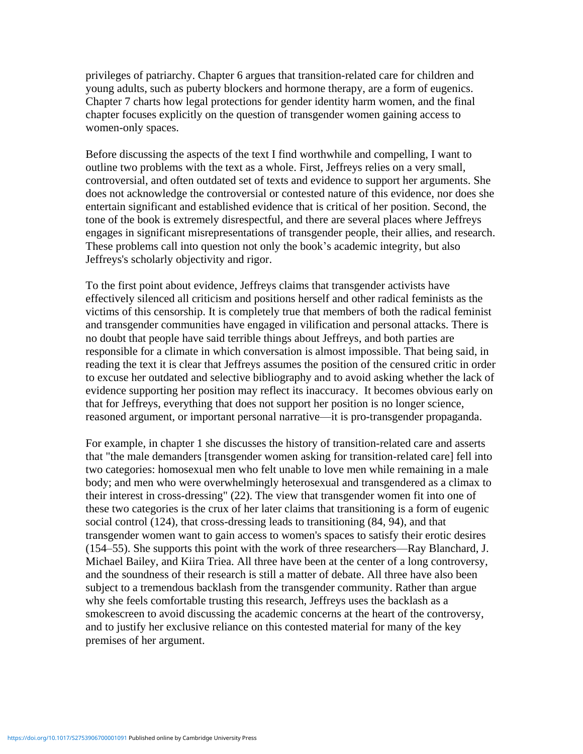privileges of patriarchy. Chapter 6 argues that transition-related care for children and young adults, such as puberty blockers and hormone therapy, are a form of eugenics. Chapter 7 charts how legal protections for gender identity harm women, and the final chapter focuses explicitly on the question of transgender women gaining access to women-only spaces.

Before discussing the aspects of the text I find worthwhile and compelling, I want to outline two problems with the text as a whole. First, Jeffreys relies on a very small, controversial, and often outdated set of texts and evidence to support her arguments. She does not acknowledge the controversial or contested nature of this evidence, nor does she entertain significant and established evidence that is critical of her position. Second, the tone of the book is extremely disrespectful, and there are several places where Jeffreys engages in significant misrepresentations of transgender people, their allies, and research. These problems call into question not only the book's academic integrity, but also Jeffreys's scholarly objectivity and rigor.

To the first point about evidence, Jeffreys claims that transgender activists have effectively silenced all criticism and positions herself and other radical feminists as the victims of this censorship. It is completely true that members of both the radical feminist and transgender communities have engaged in vilification and personal attacks. There is no doubt that people have said terrible things about Jeffreys, and both parties are responsible for a climate in which conversation is almost impossible. That being said, in reading the text it is clear that Jeffreys assumes the position of the censured critic in order to excuse her outdated and selective bibliography and to avoid asking whether the lack of evidence supporting her position may reflect its inaccuracy. It becomes obvious early on that for Jeffreys, everything that does not support her position is no longer science, reasoned argument, or important personal narrative—it is pro-transgender propaganda.

For example, in chapter 1 she discusses the history of transition-related care and asserts that "the male demanders [transgender women asking for transition-related care] fell into two categories: homosexual men who felt unable to love men while remaining in a male body; and men who were overwhelmingly heterosexual and transgendered as a climax to their interest in cross-dressing" (22). The view that transgender women fit into one of these two categories is the crux of her later claims that transitioning is a form of eugenic social control (124), that cross-dressing leads to transitioning (84, 94), and that transgender women want to gain access to women's spaces to satisfy their erotic desires (154–55). She supports this point with the work of three researchers—Ray Blanchard, J. Michael Bailey, and Kiira Triea. All three have been at the center of a long controversy, and the soundness of their research is still a matter of debate. All three have also been subject to a tremendous backlash from the transgender community. Rather than argue why she feels comfortable trusting this research, Jeffreys uses the backlash as a smokescreen to avoid discussing the academic concerns at the heart of the controversy, and to justify her exclusive reliance on this contested material for many of the key premises of her argument.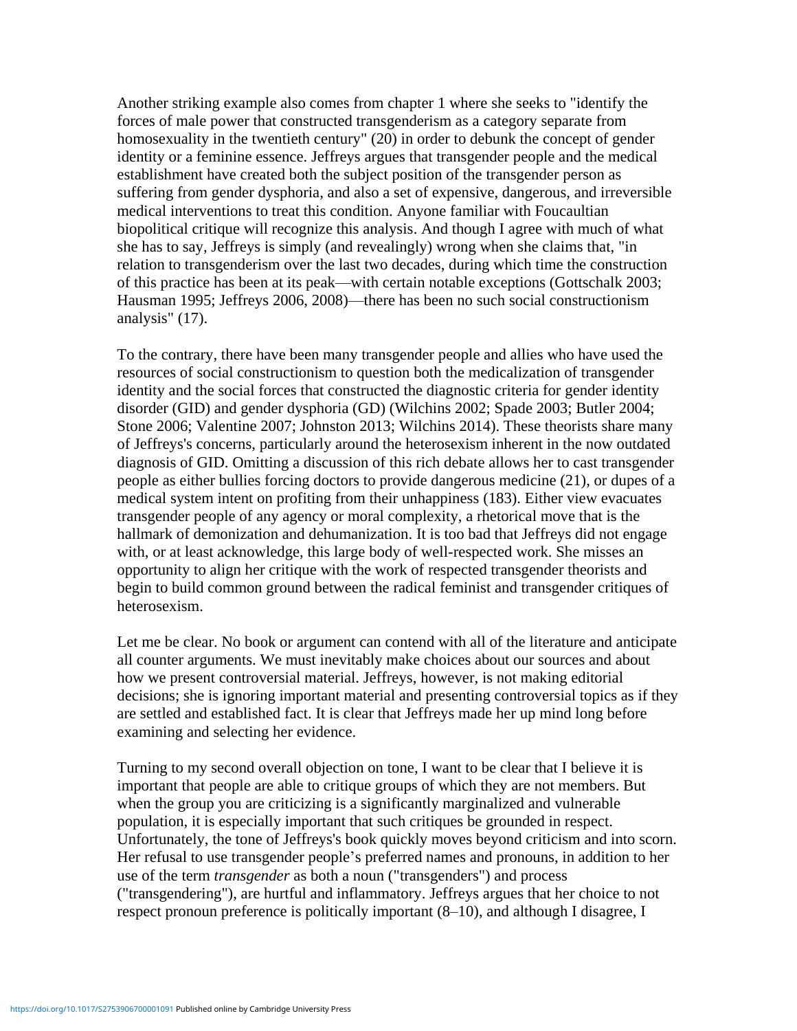Another striking example also comes from chapter 1 where she seeks to "identify the forces of male power that constructed transgenderism as a category separate from homosexuality in the twentieth century" (20) in order to debunk the concept of gender identity or a feminine essence. Jeffreys argues that transgender people and the medical establishment have created both the subject position of the transgender person as suffering from gender dysphoria, and also a set of expensive, dangerous, and irreversible medical interventions to treat this condition. Anyone familiar with Foucaultian biopolitical critique will recognize this analysis. And though I agree with much of what she has to say, Jeffreys is simply (and revealingly) wrong when she claims that, "in relation to transgenderism over the last two decades, during which time the construction of this practice has been at its peak—with certain notable exceptions (Gottschalk 2003; Hausman 1995; Jeffreys 2006, 2008)—there has been no such social constructionism analysis" (17).

To the contrary, there have been many transgender people and allies who have used the resources of social constructionism to question both the medicalization of transgender identity and the social forces that constructed the diagnostic criteria for gender identity disorder (GID) and gender dysphoria (GD) (Wilchins 2002; Spade 2003; Butler 2004; Stone 2006; Valentine 2007; Johnston 2013; Wilchins 2014). These theorists share many of Jeffreys's concerns, particularly around the heterosexism inherent in the now outdated diagnosis of GID. Omitting a discussion of this rich debate allows her to cast transgender people as either bullies forcing doctors to provide dangerous medicine (21), or dupes of a medical system intent on profiting from their unhappiness (183). Either view evacuates transgender people of any agency or moral complexity, a rhetorical move that is the hallmark of demonization and dehumanization. It is too bad that Jeffreys did not engage with, or at least acknowledge, this large body of well-respected work. She misses an opportunity to align her critique with the work of respected transgender theorists and begin to build common ground between the radical feminist and transgender critiques of heterosexism.

Let me be clear. No book or argument can contend with all of the literature and anticipate all counter arguments. We must inevitably make choices about our sources and about how we present controversial material. Jeffreys, however, is not making editorial decisions; she is ignoring important material and presenting controversial topics as if they are settled and established fact. It is clear that Jeffreys made her up mind long before examining and selecting her evidence.

Turning to my second overall objection on tone, I want to be clear that I believe it is important that people are able to critique groups of which they are not members. But when the group you are criticizing is a significantly marginalized and vulnerable population, it is especially important that such critiques be grounded in respect. Unfortunately, the tone of Jeffreys's book quickly moves beyond criticism and into scorn. Her refusal to use transgender people's preferred names and pronouns, in addition to her use of the term *transgender* as both a noun ("transgenders") and process ("transgendering"), are hurtful and inflammatory. Jeffreys argues that her choice to not respect pronoun preference is politically important (8–10), and although I disagree, I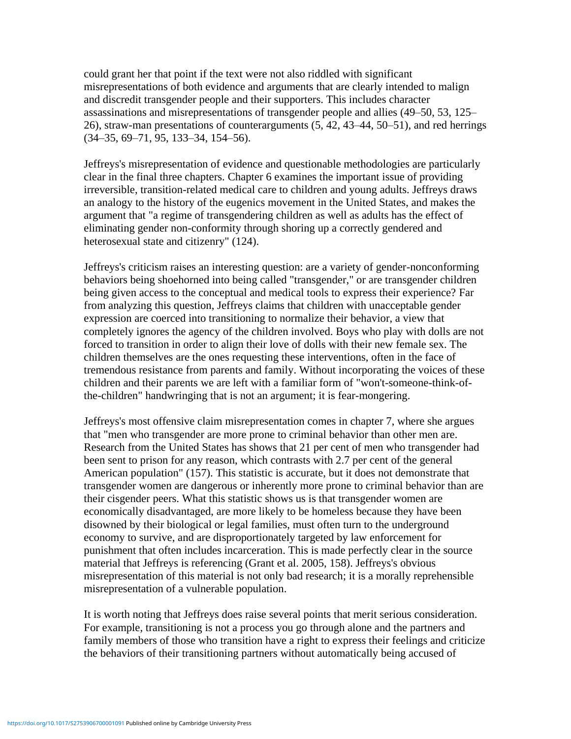could grant her that point if the text were not also riddled with significant misrepresentations of both evidence and arguments that are clearly intended to malign and discredit transgender people and their supporters. This includes character assassinations and misrepresentations of transgender people and allies (49–50, 53, 125–26), straw-man presentations of counterarguments (5, 42, 43–44, 50–51), and red herrings (34–35, 69–71, 95, 133–34, 154–56).

Jeffreys's misrepresentation of evidence and questionable methodologies are particularly clear in the final three chapters. Chapter 6 examines the important issue of providing irreversible, transition-related medical care to children and young adults. Jeffreys draws an analogy to the history of the eugenics movement in the United States, and makes the argument that "a regime of transgendering children as well as adults has the effect of eliminating gender non-conformity through shoring up a correctly gendered and heterosexual state and citizenry" (124).

Jeffreys's criticism raises an interesting question: are a variety of gender-nonconforming behaviors being shoehorned into being called "transgender," or are transgender children being given access to the conceptual and medical tools to express their experience? Far from analyzing this question, Jeffreys claims that children with unacceptable gender expression are coerced into transitioning to normalize their behavior, a view that completely ignores the agency of the children involved. Boys who play with dolls are not forced to transition in order to align their love of dolls with their new female sex. The children themselves are the ones requesting these interventions, often in the face of tremendous resistance from parents and family. Without incorporating the voices of these children and their parents we are left with a familiar form of "won't-someone-think-of-the-children" handwringing that is not an argument; it is fear-mongering.

Jeffreys's most offensive claim misrepresentation comes in chapter 7, where she argues that "men who transgender are more prone to criminal behavior than other men are. Research from the United States has shows that 21 per cent of men who transgender had been sent to prison for any reason, which contrasts with 2.7 per cent of the general American population" (157). This statistic is accurate, but it does not demonstrate that transgender women are dangerous or inherently more prone to criminal behavior than are their cisgender peers. What this statistic shows us is that transgender women are economically disadvantaged, are more likely to be homeless because they have been disowned by their biological or legal families, must often turn to the underground economy to survive, and are disproportionately targeted by law enforcement for punishment that often includes incarceration. This is made perfectly clear in the source material that Jeffreys is referencing (Grant et al. 2005, 158). Jeffreys's obvious misrepresentation of this material is not only bad research; it is a morally reprehensible misrepresentation of a vulnerable population.

It is worth noting that Jeffreys does raise several points that merit serious consideration. For example, transitioning is not a process you go through alone and the partners and family members of those who transition have a right to express their feelings and criticize the behaviors of their transitioning partners without automatically being accused of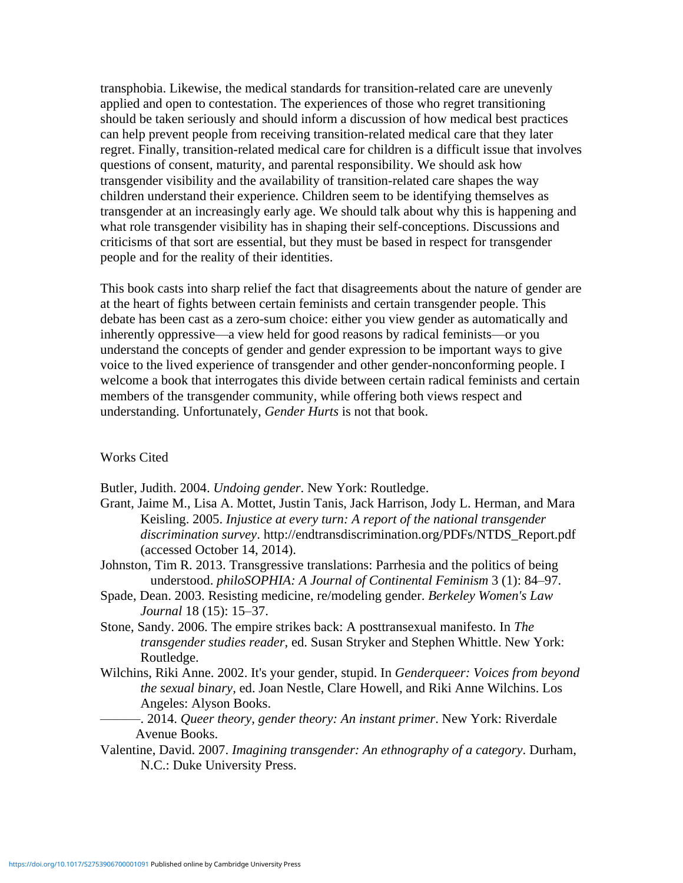transphobia. Likewise, the medical standards for transition-related care are unevenly applied and open to contestation. The experiences of those who regret transitioning should be taken seriously and should inform a discussion of how medical best practices can help prevent people from receiving transition-related medical care that they later regret. Finally, transition-related medical care for children is a difficult issue that involves questions of consent, maturity, and parental responsibility. We should ask how transgender visibility and the availability of transition-related care shapes the way children understand their experience. Children seem to be identifying themselves as transgender at an increasingly early age. We should talk about why this is happening and what role transgender visibility has in shaping their self-conceptions. Discussions and criticisms of that sort are essential, but they must be based in respect for transgender people and for the reality of their identities.

This book casts into sharp relief the fact that disagreements about the nature of gender are at the heart of fights between certain feminists and certain transgender people. This debate has been cast as a zero-sum choice: either you view gender as automatically and inherently oppressive—a view held for good reasons by radical feminists—or you understand the concepts of gender and gender expression to be important ways to give voice to the lived experience of transgender and other gender-nonconforming people. I welcome a book that interrogates this divide between certain radical feminists and certain members of the transgender community, while offering both views respect and understanding. Unfortunately, *Gender Hurts* is not that book.

Works Cited

Butler, Judith. 2004. *Undoing gender*. New York: Routledge.

Grant, Jaime M., Lisa A. Mottet, Justin Tanis, Jack Harrison, Jody L. Herman, and Mara Keisling. 2005. *Injustice at every turn: A report of the national transgender discrimination survey*. http://endtransdiscrimination.org/PDFs/NTDS_Report.pdf (accessed October 14, 2014).

Johnston, Tim R. 2013. Transgressive translations: Parrhesia and the politics of being understood. *philoSOPHIA: A Journal of Continental Feminism* 3 (1): 84–97.

Spade, Dean. 2003. Resisting medicine, re/modeling gender. *Berkeley Women's Law Journal* 18 (15): 15–37.

Stone, Sandy. 2006. The empire strikes back: A posttransexual manifesto. In *The transgender studies reader*, ed. Susan Stryker and Stephen Whittle. New York: Routledge.

Wilchins, Riki Anne. 2002. It's your gender, stupid. In *Genderqueer: Voices from beyond the sexual binary*, ed. Joan Nestle, Clare Howell, and Riki Anne Wilchins. Los Angeles: Alyson Books.

———. 2014. *Queer theory, gender theory: An instant primer*. New York: Riverdale Avenue Books.

Valentine, David. 2007. *Imagining transgender: An ethnography of a category*. Durham, N.C.: Duke University Press.